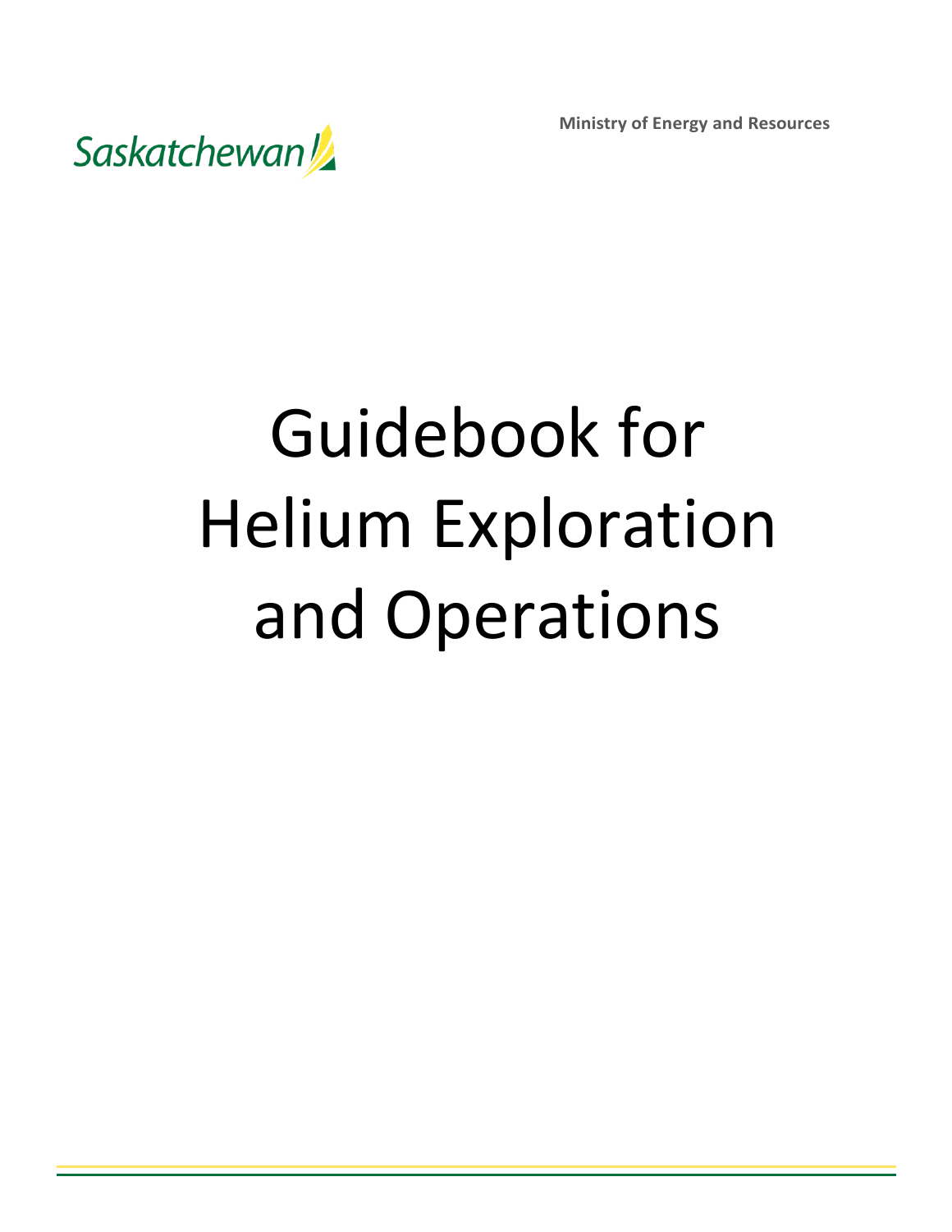Saskatchewan

**Ministry of Energy and Resources**

# Guidebook for Helium Exploration and Operations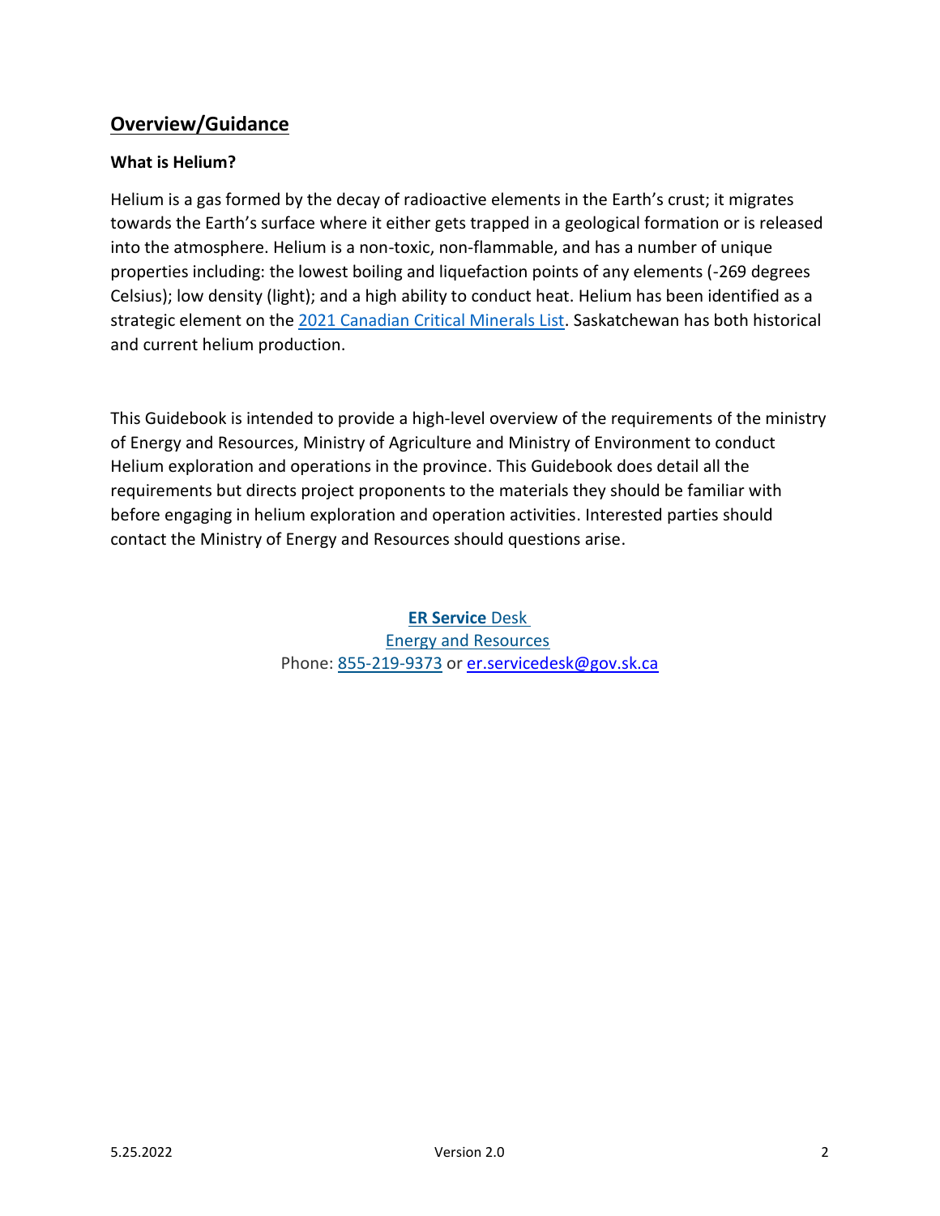## Overview/Guidance

### What is Helium?

Helium is a gas formed by the decay of radioactive elements in the Earth's crust; it migrates towards the Earth's surface where it either gets trapped in a geological formation or is released into the atmosphere. Helium is a non-toxic, non-flammable, and has a number of unique properties including: the lowest boiling and liquefaction points of any elements (-269 degrees Celsius); low density (light); and a high ability to conduct heat. Helium has been identified as a strategic element on the 2021 Canadian Critical Minerals List. Saskatchewan has both historical and current helium production.

This Guidebook is intended to provide a high-level overview of the requirements of the ministry of Energy and Resources, Ministry of Agriculture and Ministry of Environment to conduct Helium exploration and operations in the province. This Guidebook does detail all the requirements but directs project proponents to the materials they should be familiar with before engaging in helium exploration and operation activities. Interested parties should contact the Ministry of Energy and Resources should questions arise.

**ER Service** Desk
Energy and Resources
Phone: 855-219-9373 or er.servicedesk@gov.sk.ca

5.25.2022 Version 2.0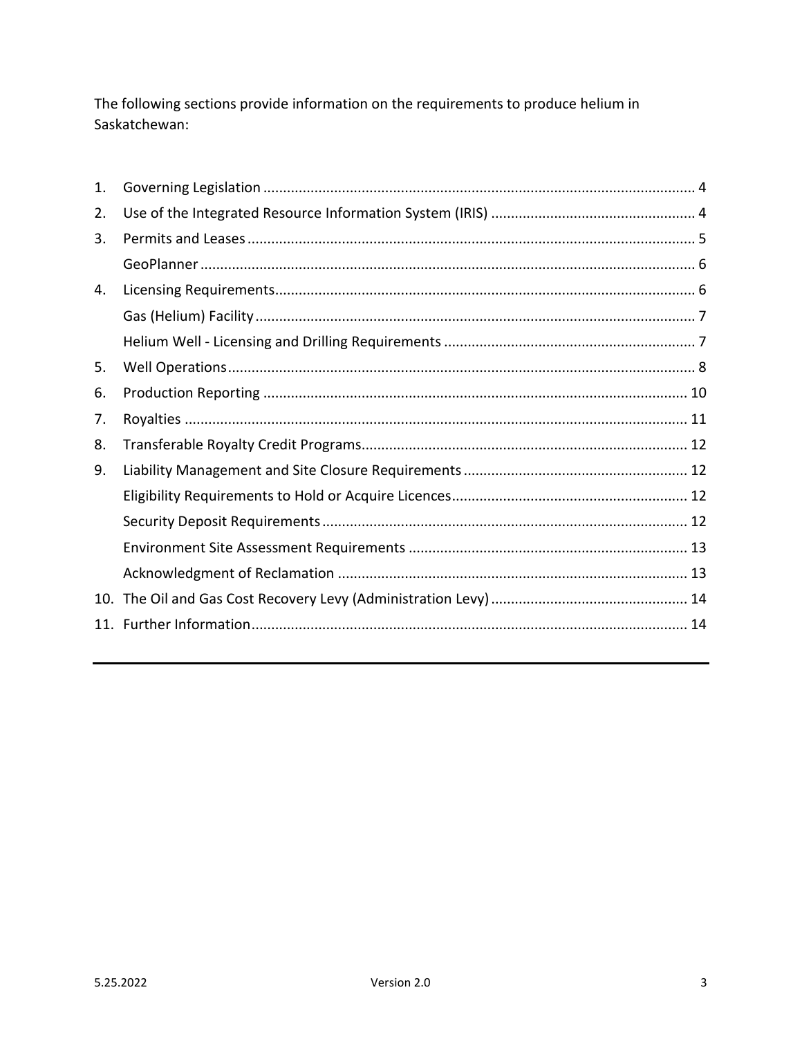The following sections provide information on the requirements to produce helium in Saskatchewan:

1. Governing Legislation ..... 4
2. Use of the Integrated Resource Information System (IRIS) ..... 4
3. Permits and Leases ..... 5
   - GeoPlanner ..... 6
4. Licensing Requirements ..... 6
   - Gas (Helium) Facility ..... 7
   - Helium Well - Licensing and Drilling Requirements ..... 7
5. Well Operations ..... 8
6. Production Reporting ..... 10
7. Royalties ..... 11
8. Transferable Royalty Credit Programs ..... 12
9. Liability Management and Site Closure Requirements ..... 12
   - Eligibility Requirements to Hold or Acquire Licences ..... 12
   - Security Deposit Requirements ..... 12
   - Environment Site Assessment Requirements ..... 13
   - Acknowledgment of Reclamation ..... 13
10. The Oil and Gas Cost Recovery Levy (Administration Levy) ..... 14
11. Further Information ..... 14

---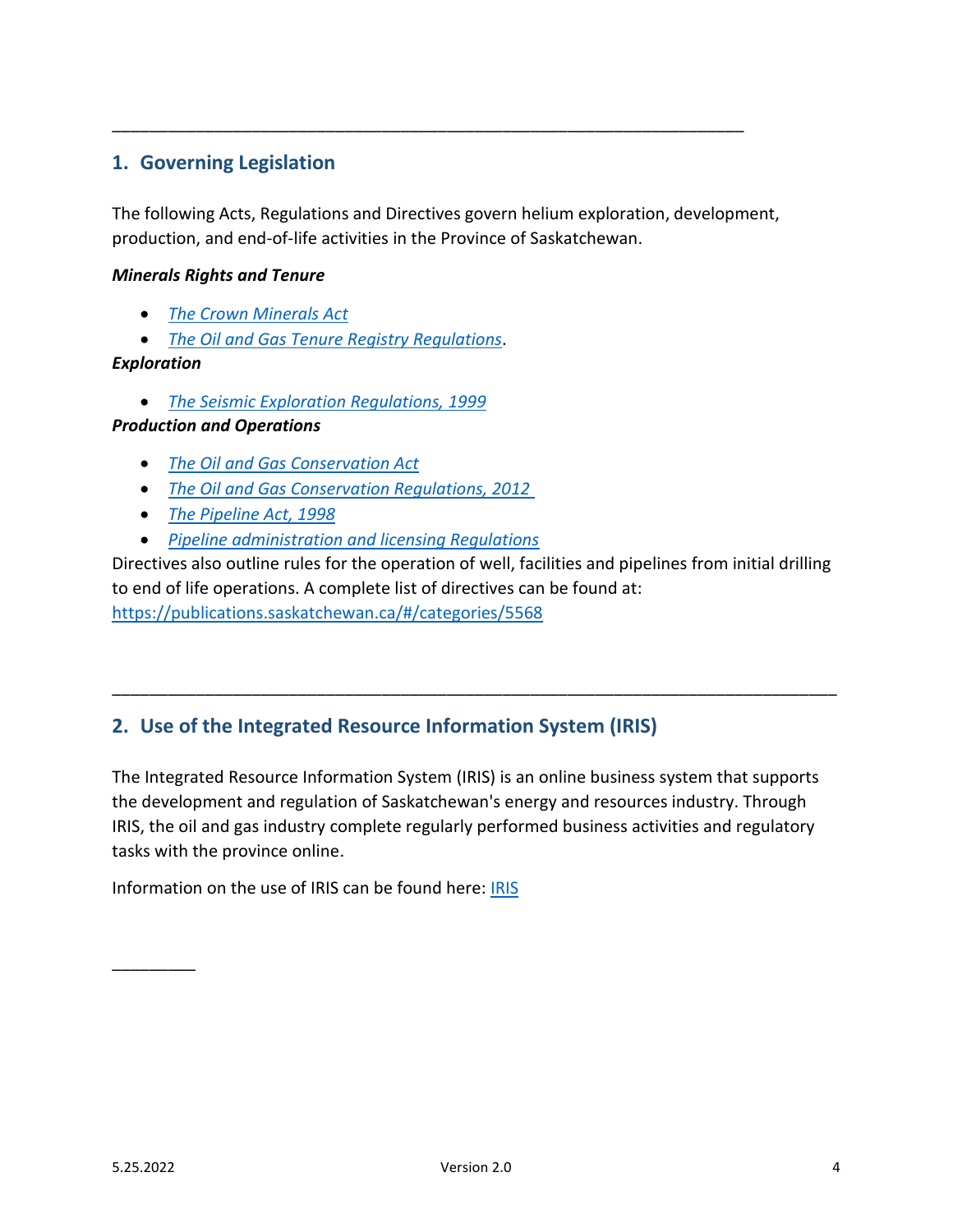---

## 1. Governing Legislation

The following Acts, Regulations and Directives govern helium exploration, development, production, and end-of-life activities in the Province of Saskatchewan.

***Minerals Rights and Tenure***

- *The Crown Minerals Act*
- *The Oil and Gas Tenure Registry Regulations*.

***Exploration***

- *The Seismic Exploration Regulations, 1999*

***Production and Operations***

- *The Oil and Gas Conservation Act*
- *The Oil and Gas Conservation Regulations, 2012*
- *The Pipeline Act, 1998*
- *Pipeline administration and licensing Regulations*

Directives also outline rules for the operation of well, facilities and pipelines from initial drilling to end of life operations. A complete list of directives can be found at: https://publications.saskatchewan.ca/#/categories/5568

---

## 2. Use of the Integrated Resource Information System (IRIS)

The Integrated Resource Information System (IRIS) is an online business system that supports the development and regulation of Saskatchewan's energy and resources industry. Through IRIS, the oil and gas industry complete regularly performed business activities and regulatory tasks with the province online.

Information on the use of IRIS can be found here: IRIS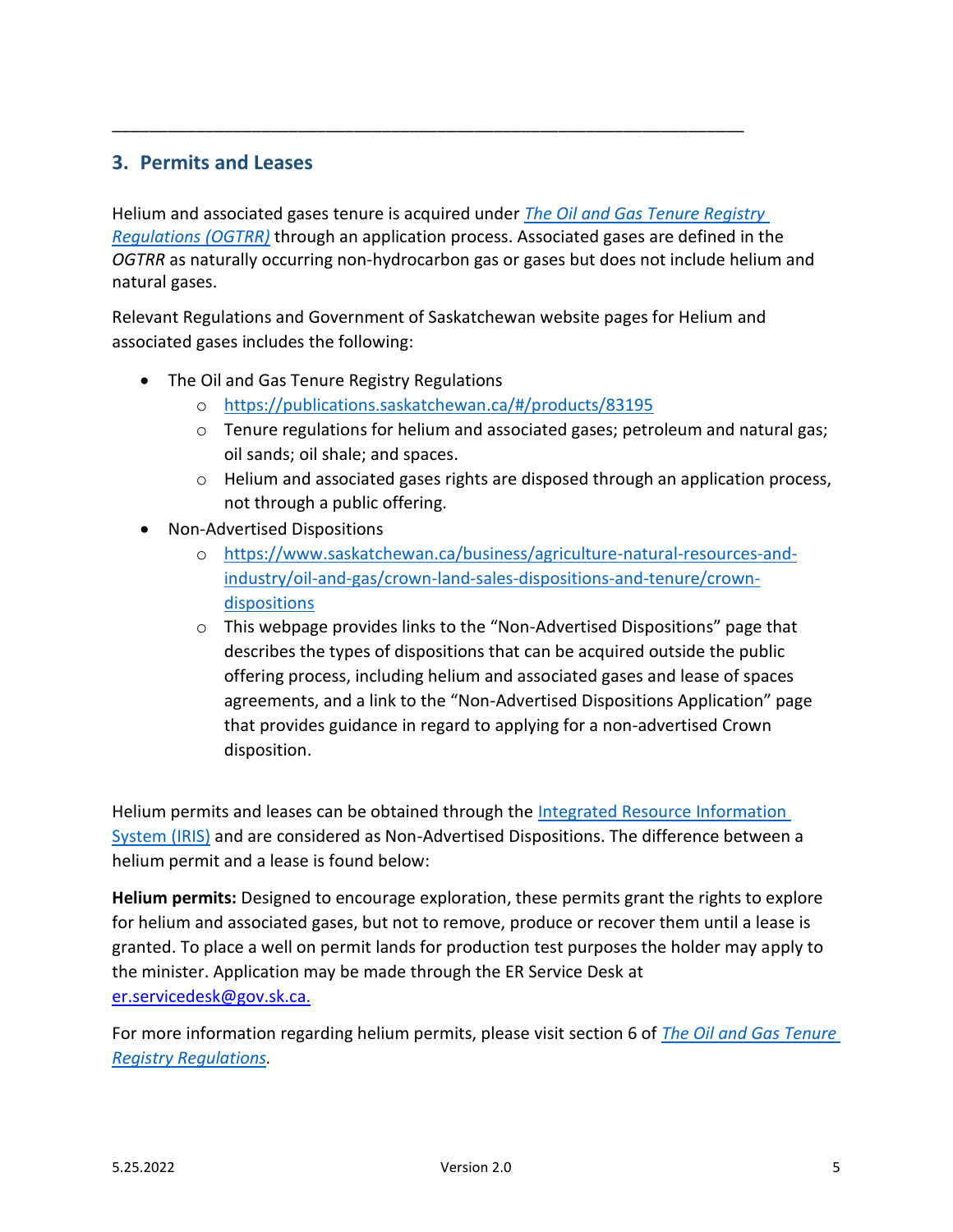## 3. Permits and Leases

Helium and associated gases tenure is acquired under [*The Oil and Gas Tenure Registry Regulations (OGTRR)*]() through an application process. Associated gases are defined in the *OGTRR* as naturally occurring non-hydrocarbon gas or gases but does not include helium and natural gases.

Relevant Regulations and Government of Saskatchewan website pages for Helium and associated gases includes the following:

- The Oil and Gas Tenure Registry Regulations
  - https://publications.saskatchewan.ca/#/products/83195
  - Tenure regulations for helium and associated gases; petroleum and natural gas; oil sands; oil shale; and spaces.
  - Helium and associated gases rights are disposed through an application process, not through a public offering.
- Non-Advertised Dispositions
  - https://www.saskatchewan.ca/business/agriculture-natural-resources-and-industry/oil-and-gas/crown-land-sales-dispositions-and-tenure/crown-dispositions
  - This webpage provides links to the "Non-Advertised Dispositions" page that describes the types of dispositions that can be acquired outside the public offering process, including helium and associated gases and lease of spaces agreements, and a link to the "Non-Advertised Dispositions Application" page that provides guidance in regard to applying for a non-advertised Crown disposition.

Helium permits and leases can be obtained through the Integrated Resource Information System (IRIS) and are considered as Non-Advertised Dispositions. The difference between a helium permit and a lease is found below:

**Helium permits:** Designed to encourage exploration, these permits grant the rights to explore for helium and associated gases, but not to remove, produce or recover them until a lease is granted. To place a well on permit lands for production test purposes the holder may apply to the minister. Application may be made through the ER Service Desk at er.servicedesk@gov.sk.ca.

For more information regarding helium permits, please visit section 6 of *The Oil and Gas Tenure Registry Regulations*.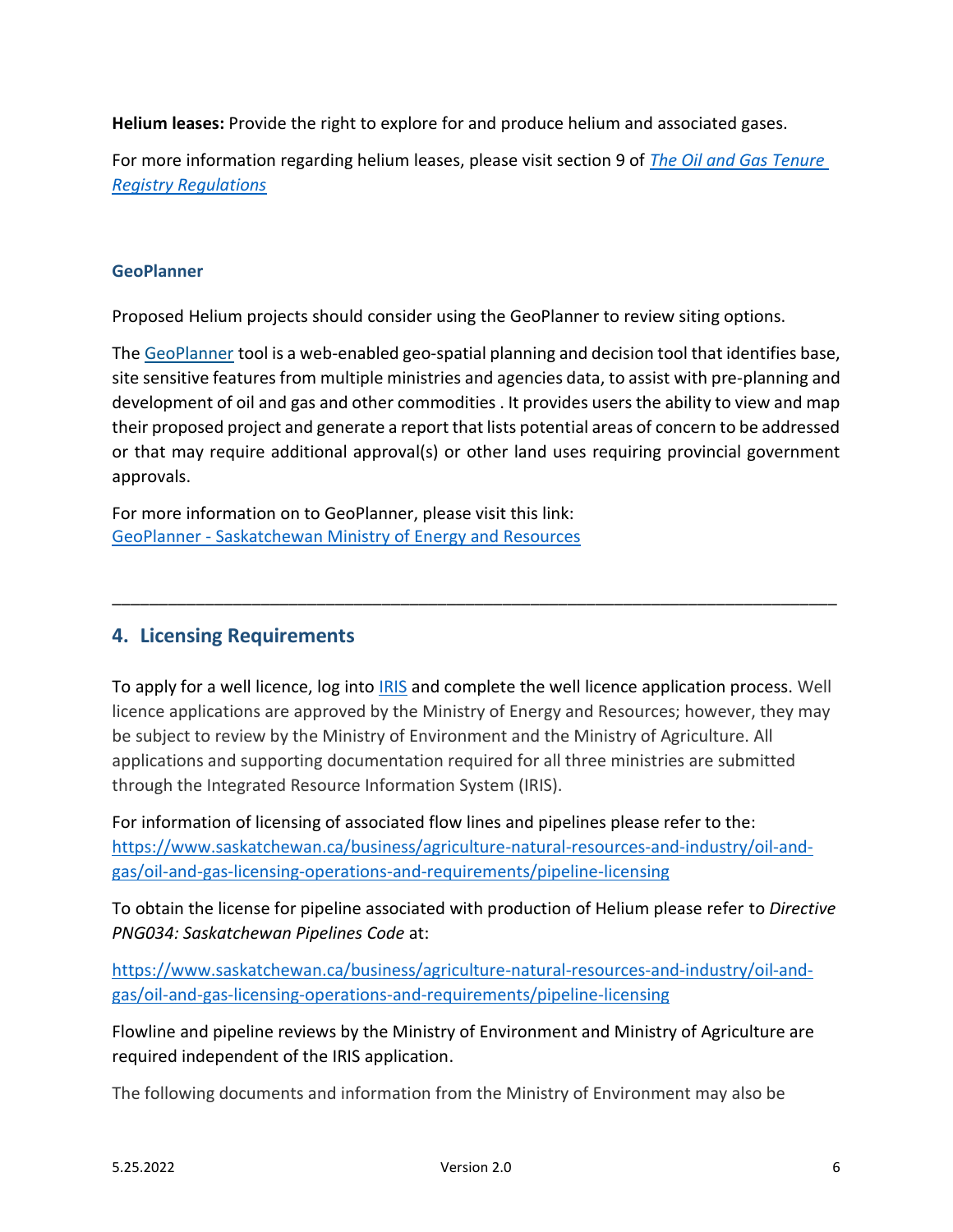**Helium leases:** Provide the right to explore for and produce helium and associated gases.

For more information regarding helium leases, please visit section 9 of *The Oil and Gas Tenure Registry Regulations*

### GeoPlanner

Proposed Helium projects should consider using the GeoPlanner to review siting options.

The GeoPlanner tool is a web-enabled geo-spatial planning and decision tool that identifies base, site sensitive features from multiple ministries and agencies data, to assist with pre-planning and development of oil and gas and other commodities . It provides users the ability to view and map their proposed project and generate a report that lists potential areas of concern to be addressed or that may require additional approval(s) or other land uses requiring provincial government approvals.

For more information on to GeoPlanner, please visit this link:
GeoPlanner - Saskatchewan Ministry of Energy and Resources

---

## 4. Licensing Requirements

To apply for a well licence, log into IRIS and complete the well licence application process. Well licence applications are approved by the Ministry of Energy and Resources; however, they may be subject to review by the Ministry of Environment and the Ministry of Agriculture. All applications and supporting documentation required for all three ministries are submitted through the Integrated Resource Information System (IRIS).

For information of licensing of associated flow lines and pipelines please refer to the:
https://www.saskatchewan.ca/business/agriculture-natural-resources-and-industry/oil-and-gas/oil-and-gas-licensing-operations-and-requirements/pipeline-licensing

To obtain the license for pipeline associated with production of Helium please refer to *Directive PNG034: Saskatchewan Pipelines Code* at:

https://www.saskatchewan.ca/business/agriculture-natural-resources-and-industry/oil-and-gas/oil-and-gas-licensing-operations-and-requirements/pipeline-licensing

Flowline and pipeline reviews by the Ministry of Environment and Ministry of Agriculture are required independent of the IRIS application.

The following documents and information from the Ministry of Environment may also be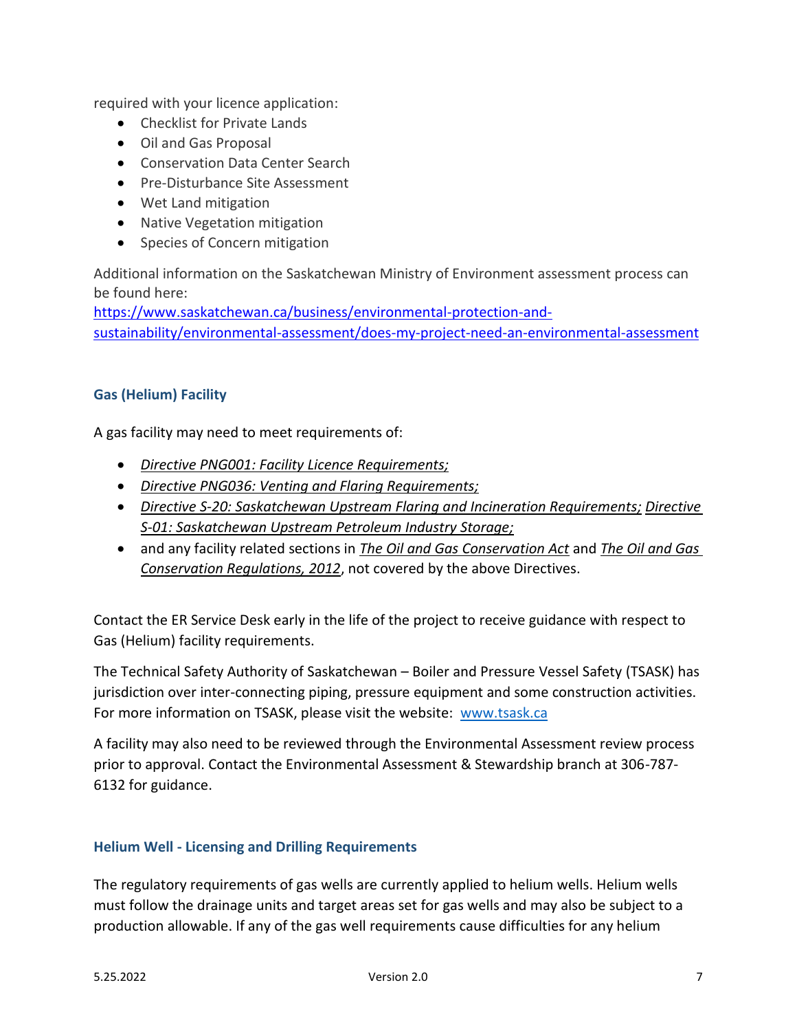required with your licence application:

- Checklist for Private Lands
- Oil and Gas Proposal
- Conservation Data Center Search
- Pre-Disturbance Site Assessment
- Wet Land mitigation
- Native Vegetation mitigation
- Species of Concern mitigation

Additional information on the Saskatchewan Ministry of Environment assessment process can be found here:
https://www.saskatchewan.ca/business/environmental-protection-and-sustainability/environmental-assessment/does-my-project-need-an-environmental-assessment

### Gas (Helium) Facility

A gas facility may need to meet requirements of:

- *Directive PNG001: Facility Licence Requirements;*
- *Directive PNG036: Venting and Flaring Requirements;*
- *Directive S-20: Saskatchewan Upstream Flaring and Incineration Requirements; Directive S-01: Saskatchewan Upstream Petroleum Industry Storage;*
- and any facility related sections in *The Oil and Gas Conservation Act* and *The Oil and Gas Conservation Regulations, 2012*, not covered by the above Directives.

Contact the ER Service Desk early in the life of the project to receive guidance with respect to Gas (Helium) facility requirements.

The Technical Safety Authority of Saskatchewan – Boiler and Pressure Vessel Safety (TSASK) has jurisdiction over inter-connecting piping, pressure equipment and some construction activities. For more information on TSASK, please visit the website: www.tsask.ca

A facility may also need to be reviewed through the Environmental Assessment review process prior to approval. Contact the Environmental Assessment & Stewardship branch at 306-787-6132 for guidance.

### Helium Well - Licensing and Drilling Requirements

The regulatory requirements of gas wells are currently applied to helium wells. Helium wells must follow the drainage units and target areas set for gas wells and may also be subject to a production allowable. If any of the gas well requirements cause difficulties for any helium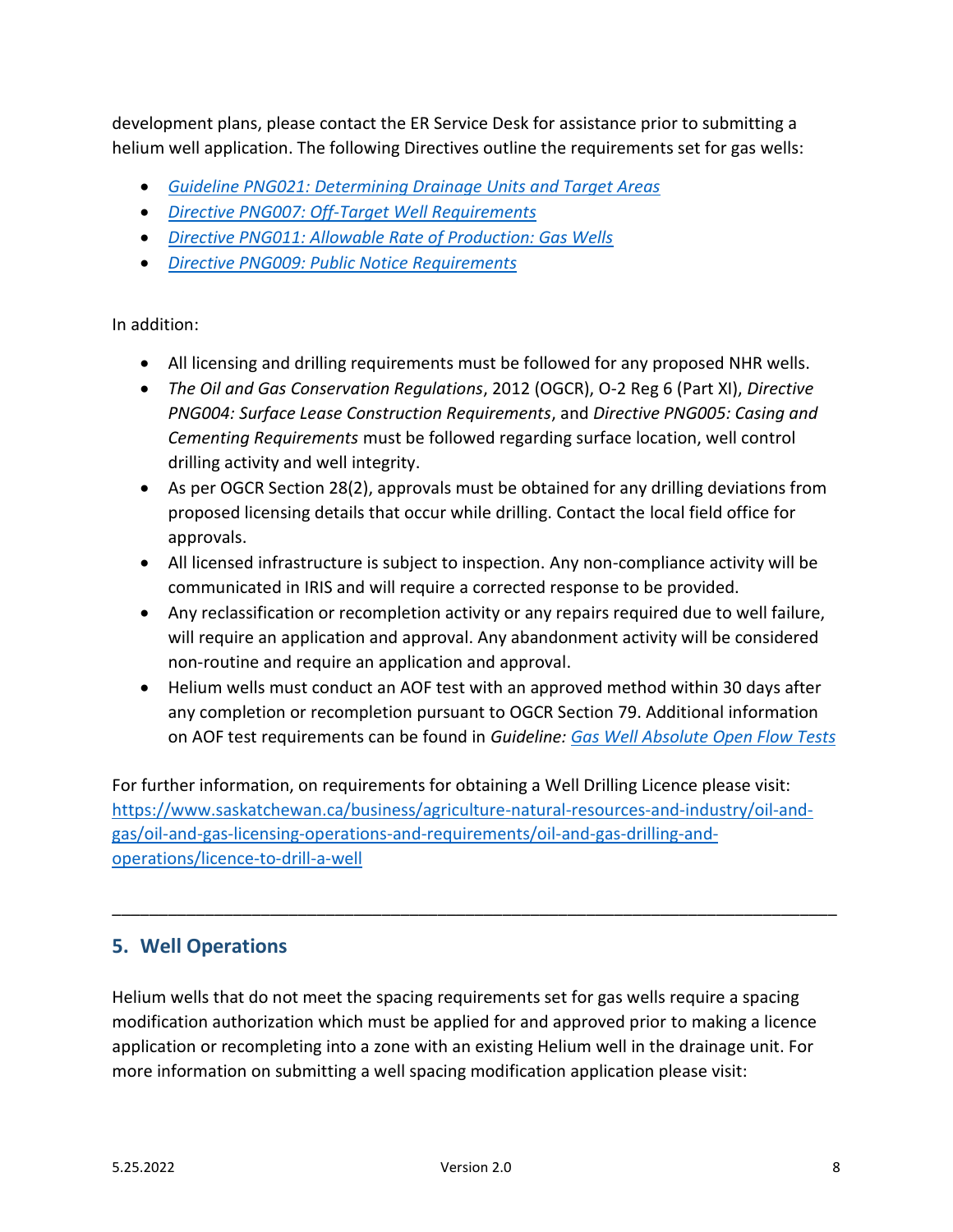development plans, please contact the ER Service Desk for assistance prior to submitting a helium well application. The following Directives outline the requirements set for gas wells:

- *Guideline PNG021: Determining Drainage Units and Target Areas*
- *Directive PNG007: Off-Target Well Requirements*
- *Directive PNG011: Allowable Rate of Production: Gas Wells*
- *Directive PNG009: Public Notice Requirements*

In addition:

- All licensing and drilling requirements must be followed for any proposed NHR wells.
- *The Oil and Gas Conservation Regulations*, 2012 (OGCR), O-2 Reg 6 (Part XI), *Directive PNG004: Surface Lease Construction Requirements*, and *Directive PNG005: Casing and Cementing Requirements* must be followed regarding surface location, well control drilling activity and well integrity.
- As per OGCR Section 28(2), approvals must be obtained for any drilling deviations from proposed licensing details that occur while drilling. Contact the local field office for approvals.
- All licensed infrastructure is subject to inspection. Any non-compliance activity will be communicated in IRIS and will require a corrected response to be provided.
- Any reclassification or recompletion activity or any repairs required due to well failure, will require an application and approval. Any abandonment activity will be considered non-routine and require an application and approval.
- Helium wells must conduct an AOF test with an approved method within 30 days after any completion or recompletion pursuant to OGCR Section 79. Additional information on AOF test requirements can be found in *Guideline: Gas Well Absolute Open Flow Tests*

For further information, on requirements for obtaining a Well Drilling Licence please visit: https://www.saskatchewan.ca/business/agriculture-natural-resources-and-industry/oil-and-gas/oil-and-gas-licensing-operations-and-requirements/oil-and-gas-drilling-and-operations/licence-to-drill-a-well

---

## 5. Well Operations

Helium wells that do not meet the spacing requirements set for gas wells require a spacing modification authorization which must be applied for and approved prior to making a licence application or recompleting into a zone with an existing Helium well in the drainage unit. For more information on submitting a well spacing modification application please visit: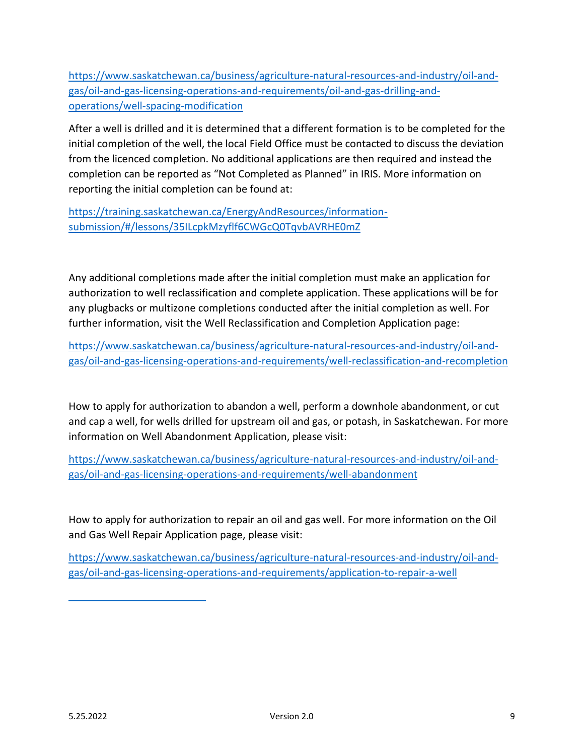https://www.saskatchewan.ca/business/agriculture-natural-resources-and-industry/oil-and-gas/oil-and-gas-licensing-operations-and-requirements/oil-and-gas-drilling-and-operations/well-spacing-modification

After a well is drilled and it is determined that a different formation is to be completed for the initial completion of the well, the local Field Office must be contacted to discuss the deviation from the licenced completion. No additional applications are then required and instead the completion can be reported as "Not Completed as Planned" in IRIS. More information on reporting the initial completion can be found at:

https://training.saskatchewan.ca/EnergyAndResources/information-submission/#/lessons/35ILcpkMzyflf6CWGcQ0TqvbAVRHE0mZ

Any additional completions made after the initial completion must make an application for authorization to well reclassification and complete application. These applications will be for any plugbacks or multizone completions conducted after the initial completion as well. For further information, visit the Well Reclassification and Completion Application page:

https://www.saskatchewan.ca/business/agriculture-natural-resources-and-industry/oil-and-gas/oil-and-gas-licensing-operations-and-requirements/well-reclassification-and-recompletion

How to apply for authorization to abandon a well, perform a downhole abandonment, or cut and cap a well, for wells drilled for upstream oil and gas, or potash, in Saskatchewan. For more information on Well Abandonment Application, please visit:

https://www.saskatchewan.ca/business/agriculture-natural-resources-and-industry/oil-and-gas/oil-and-gas-licensing-operations-and-requirements/well-abandonment

How to apply for authorization to repair an oil and gas well. For more information on the Oil and Gas Well Repair Application page, please visit:

https://www.saskatchewan.ca/business/agriculture-natural-resources-and-industry/oil-and-gas/oil-and-gas-licensing-operations-and-requirements/application-to-repair-a-well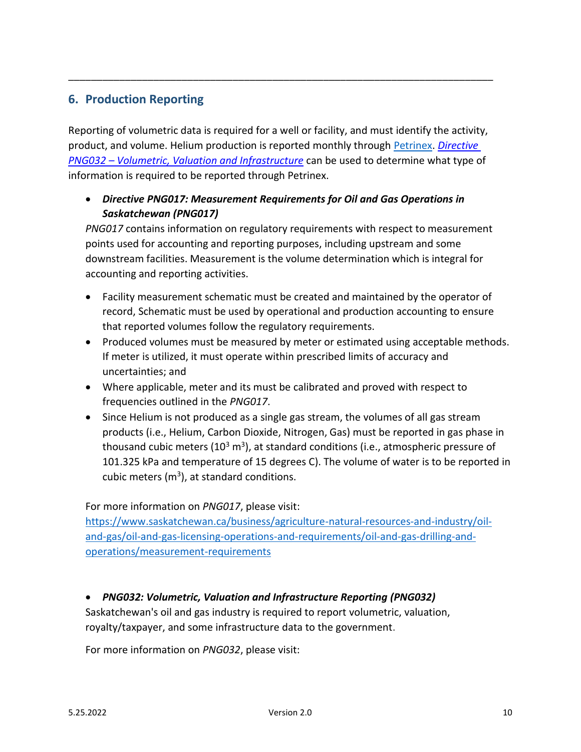## 6. Production Reporting

Reporting of volumetric data is required for a well or facility, and must identify the activity, product, and volume. Helium production is reported monthly through Petrinex. *Directive PNG032 – Volumetric, Valuation and Infrastructure* can be used to determine what type of information is required to be reported through Petrinex.

- ***Directive PNG017: Measurement Requirements for Oil and Gas Operations in Saskatchewan (PNG017)***

  *PNG017* contains information on regulatory requirements with respect to measurement points used for accounting and reporting purposes, including upstream and some downstream facilities. Measurement is the volume determination which is integral for accounting and reporting activities.

  - Facility measurement schematic must be created and maintained by the operator of record, Schematic must be used by operational and production accounting to ensure that reported volumes follow the regulatory requirements.
  - Produced volumes must be measured by meter or estimated using acceptable methods. If meter is utilized, it must operate within prescribed limits of accuracy and uncertainties; and
  - Where applicable, meter and its must be calibrated and proved with respect to frequencies outlined in the *PNG017*.
  - Since Helium is not produced as a single gas stream, the volumes of all gas stream products (i.e., Helium, Carbon Dioxide, Nitrogen, Gas) must be reported in gas phase in thousand cubic meters ($10^3$ $m^3$), at standard conditions (i.e., atmospheric pressure of 101.325 kPa and temperature of 15 degrees C). The volume of water is to be reported in cubic meters ($m^3$), at standard conditions.

  For more information on *PNG017*, please visit:
  https://www.saskatchewan.ca/business/agriculture-natural-resources-and-industry/oil-and-gas/oil-and-gas-licensing-operations-and-requirements/oil-and-gas-drilling-and-operations/measurement-requirements

- ***PNG032: Volumetric, Valuation and Infrastructure Reporting (PNG032)***

  Saskatchewan's oil and gas industry is required to report volumetric, valuation, royalty/taxpayer, and some infrastructure data to the government.

  For more information on *PNG032*, please visit: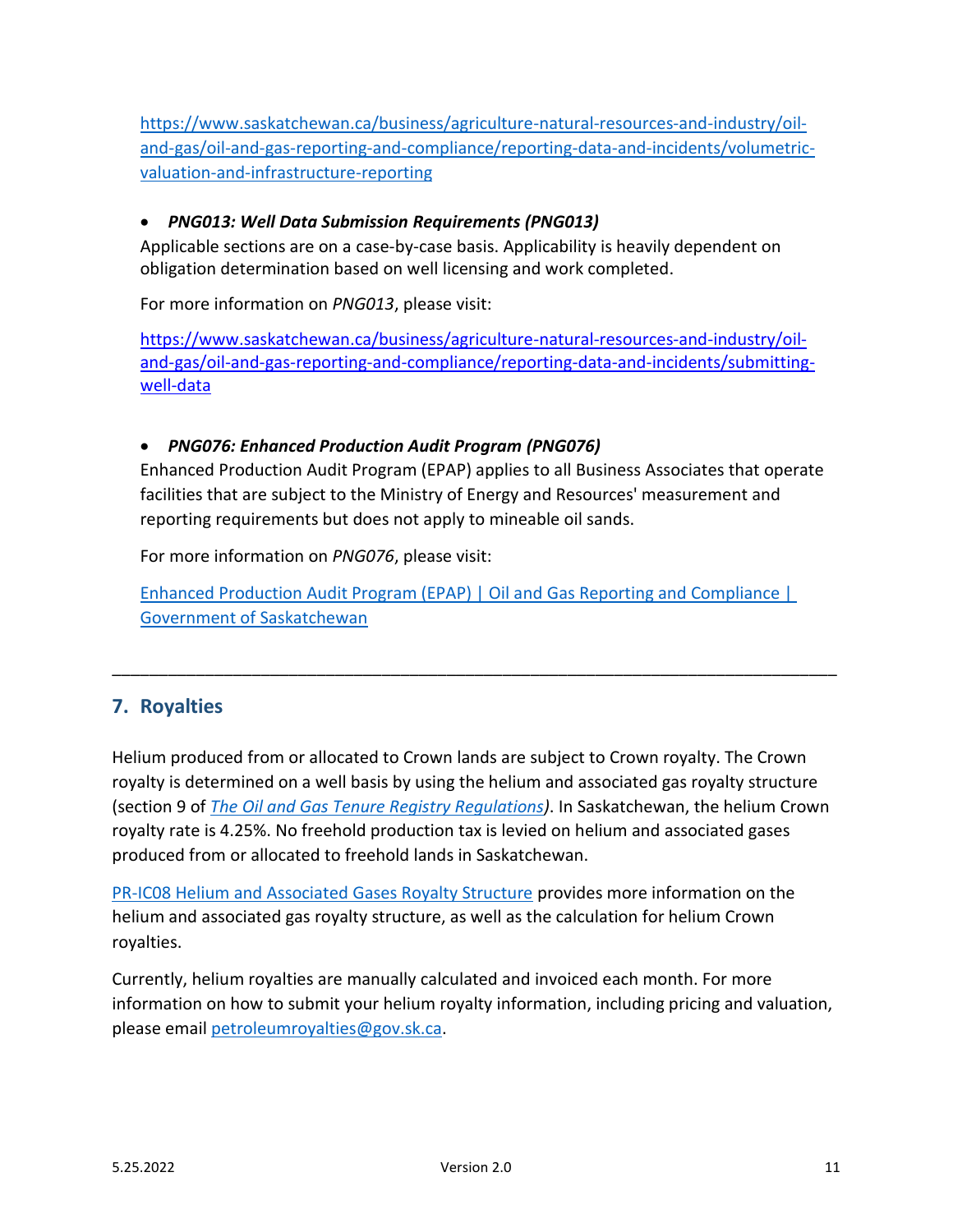https://www.saskatchewan.ca/business/agriculture-natural-resources-and-industry/oil-and-gas/oil-and-gas-reporting-and-compliance/reporting-data-and-incidents/volumetric-valuation-and-infrastructure-reporting

- ***PNG013: Well Data Submission Requirements (PNG013)***

  Applicable sections are on a case-by-case basis. Applicability is heavily dependent on obligation determination based on well licensing and work completed.

  For more information on *PNG013*, please visit:

  https://www.saskatchewan.ca/business/agriculture-natural-resources-and-industry/oil-and-gas/oil-and-gas-reporting-and-compliance/reporting-data-and-incidents/submitting-well-data

- ***PNG076: Enhanced Production Audit Program (PNG076)***

  Enhanced Production Audit Program (EPAP) applies to all Business Associates that operate facilities that are subject to the Ministry of Energy and Resources' measurement and reporting requirements but does not apply to mineable oil sands.

  For more information on *PNG076*, please visit:

  Enhanced Production Audit Program (EPAP) | Oil and Gas Reporting and Compliance | Government of Saskatchewan

---

## 7. Royalties

Helium produced from or allocated to Crown lands are subject to Crown royalty. The Crown royalty is determined on a well basis by using the helium and associated gas royalty structure (section 9 of *The Oil and Gas Tenure Registry Regulations)*. In Saskatchewan, the helium Crown royalty rate is 4.25%. No freehold production tax is levied on helium and associated gases produced from or allocated to freehold lands in Saskatchewan.

PR-IC08 Helium and Associated Gases Royalty Structure provides more information on the helium and associated gas royalty structure, as well as the calculation for helium Crown royalties.

Currently, helium royalties are manually calculated and invoiced each month. For more information on how to submit your helium royalty information, including pricing and valuation, please email petroleumroyalties@gov.sk.ca.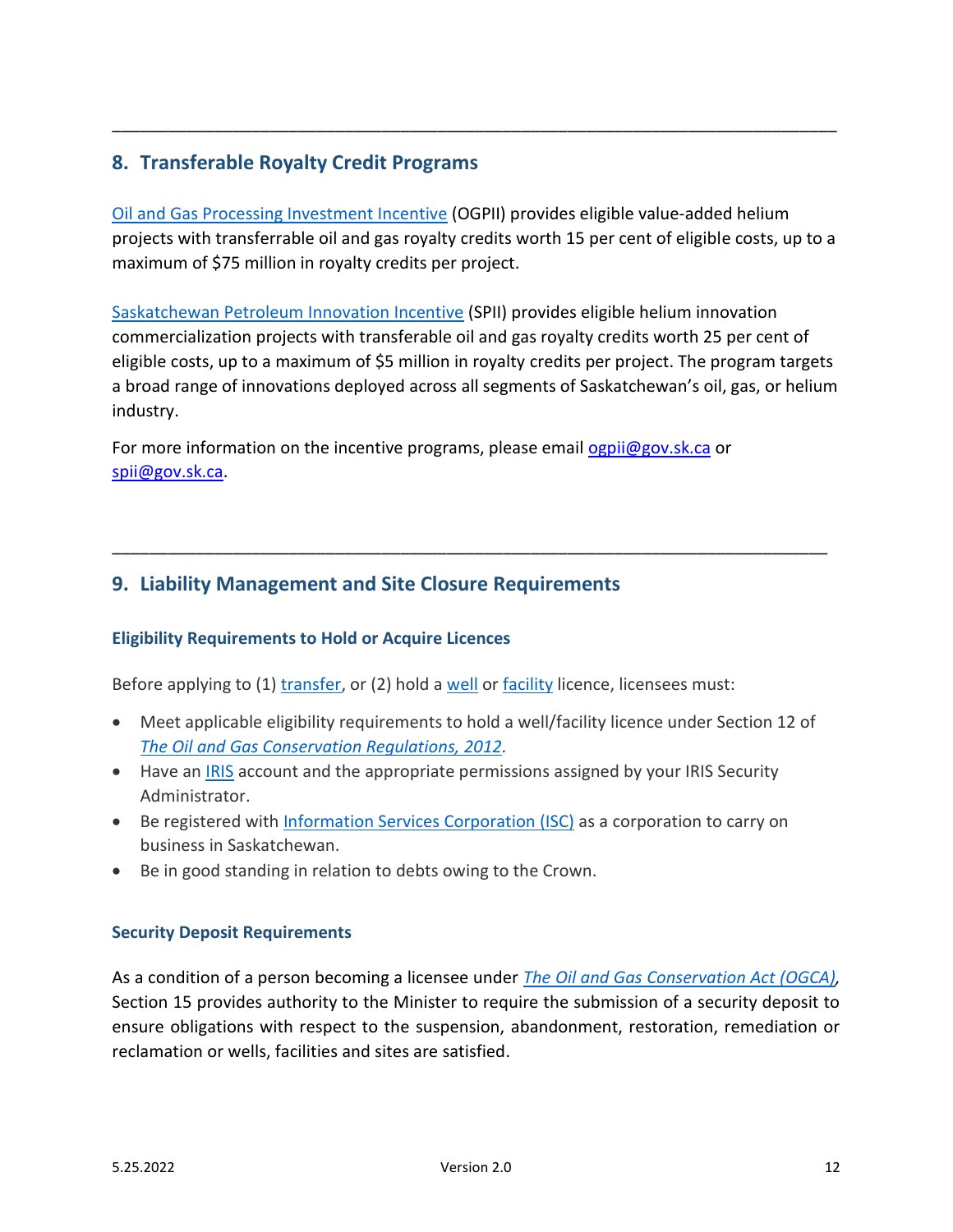---

## 8. Transferable Royalty Credit Programs

[Oil and Gas Processing Investment Incentive](#) (OGPII) provides eligible value-added helium projects with transferrable oil and gas royalty credits worth 15 per cent of eligible costs, up to a maximum of $75 million in royalty credits per project.

[Saskatchewan Petroleum Innovation Incentive](#) (SPII) provides eligible helium innovation commercialization projects with transferable oil and gas royalty credits worth 25 per cent of eligible costs, up to a maximum of $5 million in royalty credits per project. The program targets a broad range of innovations deployed across all segments of Saskatchewan's oil, gas, or helium industry.

For more information on the incentive programs, please email ogpii@gov.sk.ca or spii@gov.sk.ca.

---

## 9. Liability Management and Site Closure Requirements

### Eligibility Requirements to Hold or Acquire Licences

Before applying to (1) transfer, or (2) hold a well or facility licence, licensees must:

- Meet applicable eligibility requirements to hold a well/facility licence under Section 12 of *The Oil and Gas Conservation Regulations, 2012*.
- Have an IRIS account and the appropriate permissions assigned by your IRIS Security Administrator.
- Be registered with Information Services Corporation (ISC) as a corporation to carry on business in Saskatchewan.
- Be in good standing in relation to debts owing to the Crown.

### Security Deposit Requirements

As a condition of a person becoming a licensee under *The Oil and Gas Conservation Act (OGCA)*, Section 15 provides authority to the Minister to require the submission of a security deposit to ensure obligations with respect to the suspension, abandonment, restoration, remediation or reclamation or wells, facilities and sites are satisfied.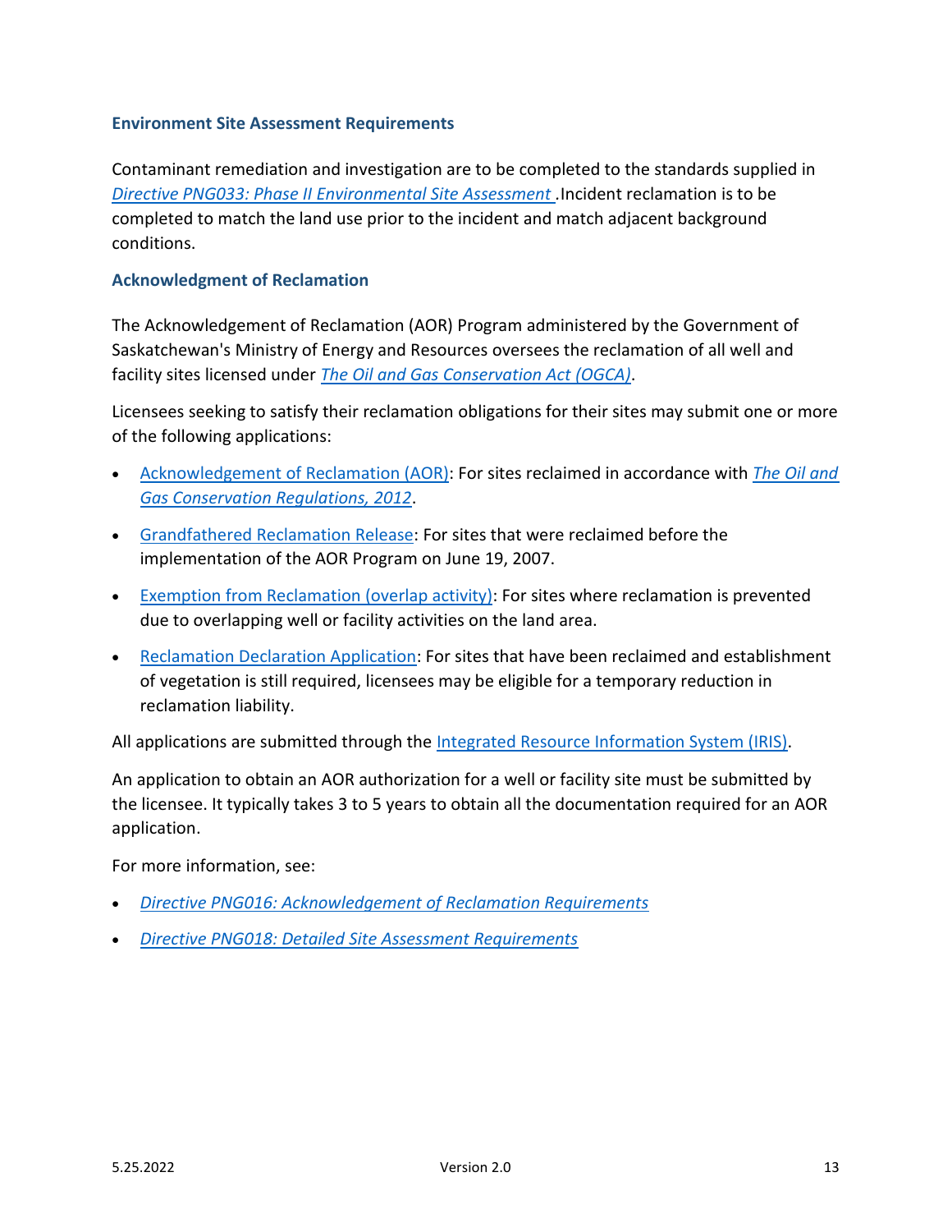### Environment Site Assessment Requirements

Contaminant remediation and investigation are to be completed to the standards supplied in *Directive PNG033: Phase II Environmental Site Assessment* .Incident reclamation is to be completed to match the land use prior to the incident and match adjacent background conditions.

### Acknowledgment of Reclamation

The Acknowledgement of Reclamation (AOR) Program administered by the Government of Saskatchewan's Ministry of Energy and Resources oversees the reclamation of all well and facility sites licensed under *The Oil and Gas Conservation Act (OGCA)*.

Licensees seeking to satisfy their reclamation obligations for their sites may submit one or more of the following applications:

- Acknowledgement of Reclamation (AOR): For sites reclaimed in accordance with *The Oil and Gas Conservation Regulations, 2012*.
- Grandfathered Reclamation Release: For sites that were reclaimed before the implementation of the AOR Program on June 19, 2007.
- Exemption from Reclamation (overlap activity): For sites where reclamation is prevented due to overlapping well or facility activities on the land area.
- Reclamation Declaration Application: For sites that have been reclaimed and establishment of vegetation is still required, licensees may be eligible for a temporary reduction in reclamation liability.

All applications are submitted through the Integrated Resource Information System (IRIS).

An application to obtain an AOR authorization for a well or facility site must be submitted by the licensee. It typically takes 3 to 5 years to obtain all the documentation required for an AOR application.

For more information, see:

- *Directive PNG016: Acknowledgement of Reclamation Requirements*
- *Directive PNG018: Detailed Site Assessment Requirements*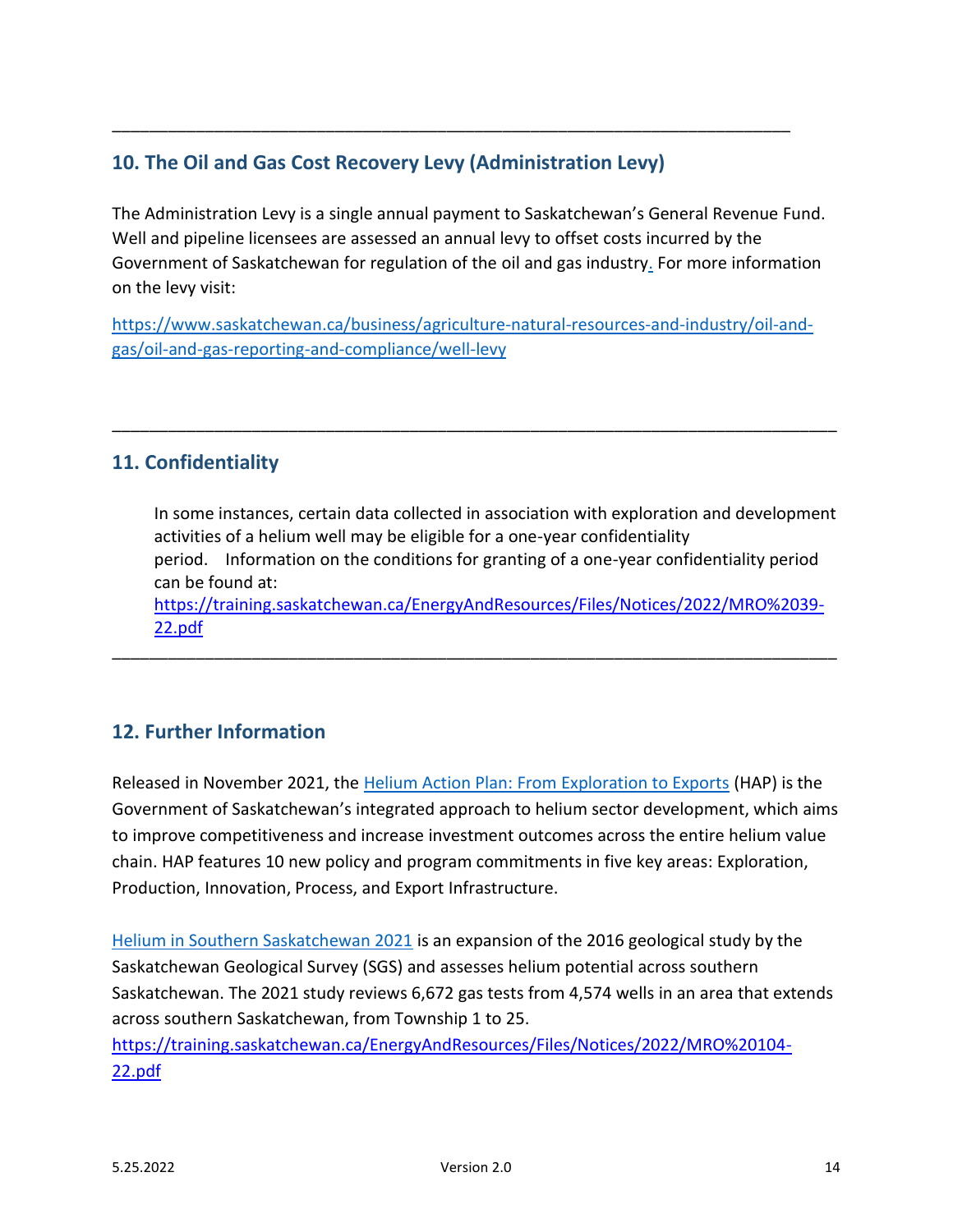## 10. The Oil and Gas Cost Recovery Levy (Administration Levy)

The Administration Levy is a single annual payment to Saskatchewan's General Revenue Fund. Well and pipeline licensees are assessed an annual levy to offset costs incurred by the Government of Saskatchewan for regulation of the oil and gas industry. For more information on the levy visit:

https://www.saskatchewan.ca/business/agriculture-natural-resources-and-industry/oil-and-gas/oil-and-gas-reporting-and-compliance/well-levy

---

## 11. Confidentiality

In some instances, certain data collected in association with exploration and development activities of a helium well may be eligible for a one-year confidentiality period. Information on the conditions for granting of a one-year confidentiality period can be found at: https://training.saskatchewan.ca/EnergyAndResources/Files/Notices/2022/MRO%2039-22.pdf

---

## 12. Further Information

Released in November 2021, the Helium Action Plan: From Exploration to Exports (HAP) is the Government of Saskatchewan's integrated approach to helium sector development, which aims to improve competitiveness and increase investment outcomes across the entire helium value chain. HAP features 10 new policy and program commitments in five key areas: Exploration, Production, Innovation, Process, and Export Infrastructure.

Helium in Southern Saskatchewan 2021 is an expansion of the 2016 geological study by the Saskatchewan Geological Survey (SGS) and assesses helium potential across southern Saskatchewan. The 2021 study reviews 6,672 gas tests from 4,574 wells in an area that extends across southern Saskatchewan, from Township 1 to 25.
https://training.saskatchewan.ca/EnergyAndResources/Files/Notices/2022/MRO%20104-22.pdf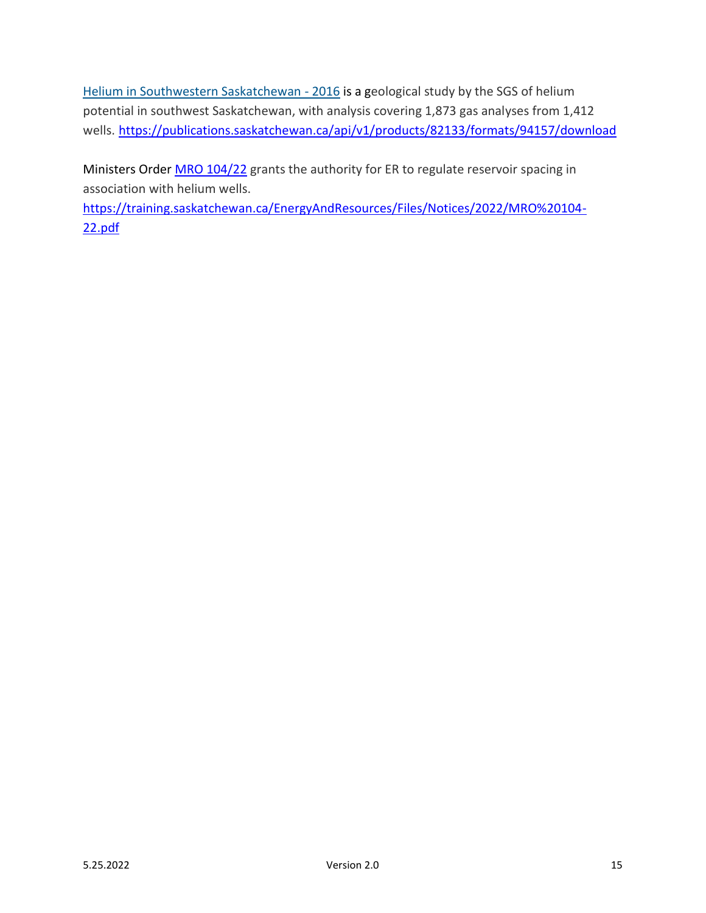[Helium in Southwestern Saskatchewan - 2016](https://publications.saskatchewan.ca/api/v1/products/82133/formats/94157/download) is a geological study by the SGS of helium potential in southwest Saskatchewan, with analysis covering 1,873 gas analyses from 1,412 wells. https://publications.saskatchewan.ca/api/v1/products/82133/formats/94157/download

Ministers Order [MRO 104/22](https://training.saskatchewan.ca/EnergyAndResources/Files/Notices/2022/MRO%20104-22.pdf) grants the authority for ER to regulate reservoir spacing in association with helium wells.
https://training.saskatchewan.ca/EnergyAndResources/Files/Notices/2022/MRO%20104-22.pdf